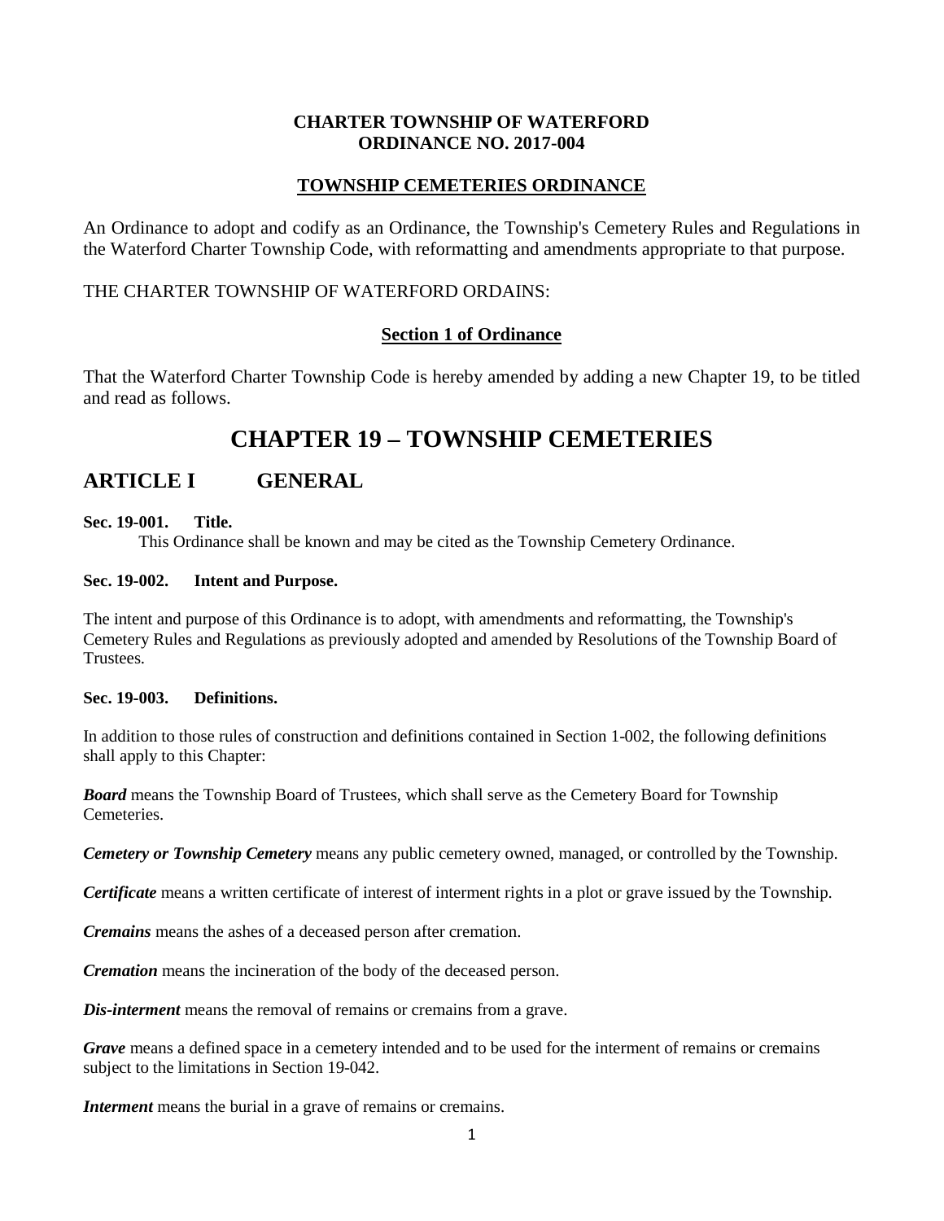**CHARTER TOWNSHIP OF WATERFORD**
**ORDINANCE NO. 2017-004**

**TOWNSHIP CEMETERIES ORDINANCE**

An Ordinance to adopt and codify as an Ordinance, the Township's Cemetery Rules and Regulations in the Waterford Charter Township Code, with reformatting and amendments appropriate to that purpose.

THE CHARTER TOWNSHIP OF WATERFORD ORDAINS:

**Section 1 of Ordinance**

That the Waterford Charter Township Code is hereby amended by adding a new Chapter 19, to be titled and read as follows.

# CHAPTER 19 – TOWNSHIP CEMETERIES

## ARTICLE I GENERAL

**Sec. 19-001. Title.**

This Ordinance shall be known and may be cited as the Township Cemetery Ordinance.

**Sec. 19-002. Intent and Purpose.**

The intent and purpose of this Ordinance is to adopt, with amendments and reformatting, the Township's Cemetery Rules and Regulations as previously adopted and amended by Resolutions of the Township Board of Trustees.

**Sec. 19-003. Definitions.**

In addition to those rules of construction and definitions contained in Section 1-002, the following definitions shall apply to this Chapter:

***Board*** means the Township Board of Trustees, which shall serve as the Cemetery Board for Township Cemeteries.

***Cemetery or Township Cemetery*** means any public cemetery owned, managed, or controlled by the Township.

***Certificate*** means a written certificate of interest of interment rights in a plot or grave issued by the Township.

***Cremains*** means the ashes of a deceased person after cremation.

***Cremation*** means the incineration of the body of the deceased person.

***Dis-interment*** means the removal of remains or cremains from a grave.

***Grave*** means a defined space in a cemetery intended and to be used for the interment of remains or cremains subject to the limitations in Section 19-042.

***Interment*** means the burial in a grave of remains or cremains.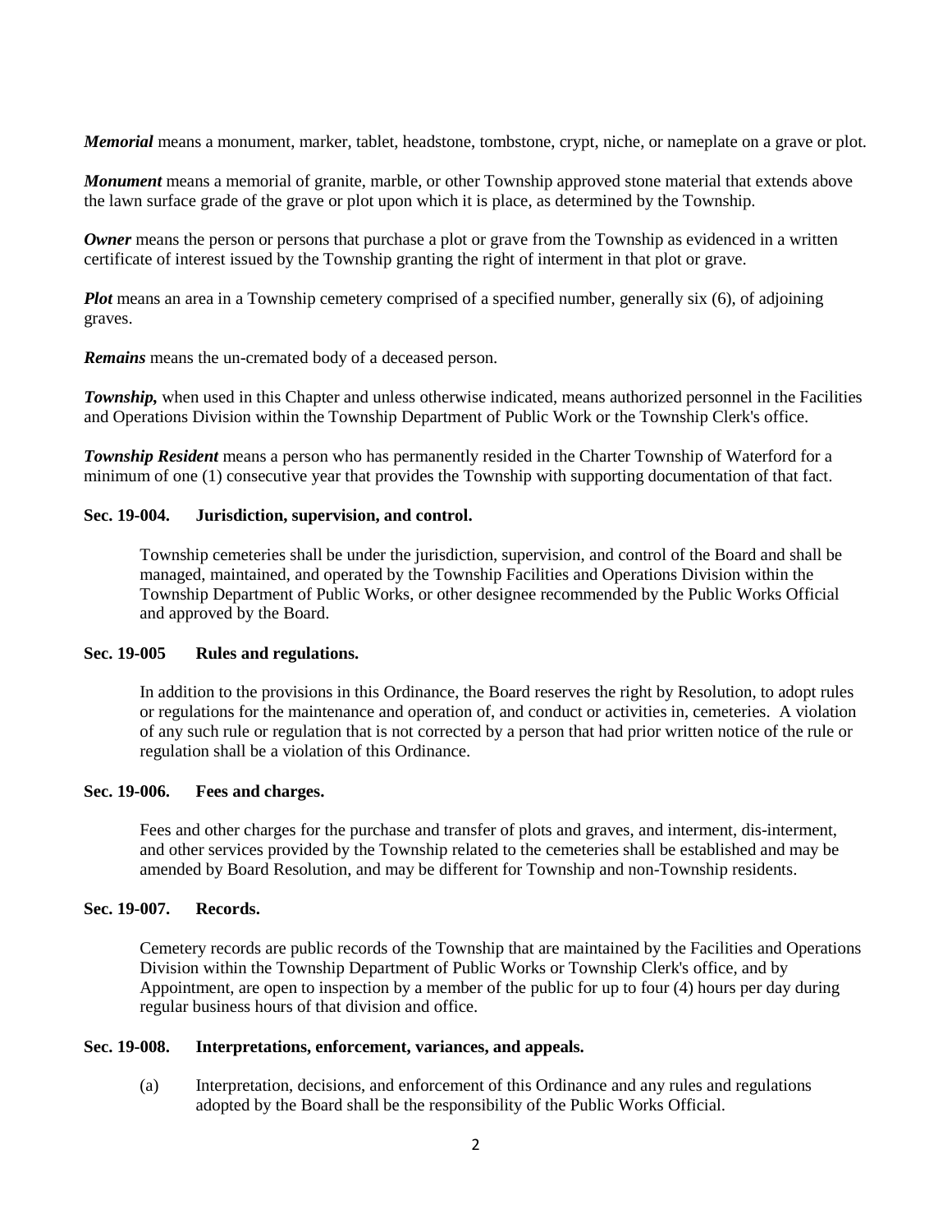***Memorial*** means a monument, marker, tablet, headstone, tombstone, crypt, niche, or nameplate on a grave or plot.

***Monument*** means a memorial of granite, marble, or other Township approved stone material that extends above the lawn surface grade of the grave or plot upon which it is place, as determined by the Township.

***Owner*** means the person or persons that purchase a plot or grave from the Township as evidenced in a written certificate of interest issued by the Township granting the right of interment in that plot or grave.

***Plot*** means an area in a Township cemetery comprised of a specified number, generally six (6), of adjoining graves.

***Remains*** means the un-cremated body of a deceased person.

***Township,*** when used in this Chapter and unless otherwise indicated, means authorized personnel in the Facilities and Operations Division within the Township Department of Public Work or the Township Clerk's office.

***Township Resident*** means a person who has permanently resided in the Charter Township of Waterford for a minimum of one (1) consecutive year that provides the Township with supporting documentation of that fact.

**Sec. 19-004. Jurisdiction, supervision, and control.**

Township cemeteries shall be under the jurisdiction, supervision, and control of the Board and shall be managed, maintained, and operated by the Township Facilities and Operations Division within the Township Department of Public Works, or other designee recommended by the Public Works Official and approved by the Board.

**Sec. 19-005 Rules and regulations.**

In addition to the provisions in this Ordinance, the Board reserves the right by Resolution, to adopt rules or regulations for the maintenance and operation of, and conduct or activities in, cemeteries. A violation of any such rule or regulation that is not corrected by a person that had prior written notice of the rule or regulation shall be a violation of this Ordinance.

**Sec. 19-006. Fees and charges.**

Fees and other charges for the purchase and transfer of plots and graves, and interment, dis-interment, and other services provided by the Township related to the cemeteries shall be established and may be amended by Board Resolution, and may be different for Township and non-Township residents.

**Sec. 19-007. Records.**

Cemetery records are public records of the Township that are maintained by the Facilities and Operations Division within the Township Department of Public Works or Township Clerk's office, and by Appointment, are open to inspection by a member of the public for up to four (4) hours per day during regular business hours of that division and office.

**Sec. 19-008. Interpretations, enforcement, variances, and appeals.**

(a) Interpretation, decisions, and enforcement of this Ordinance and any rules and regulations adopted by the Board shall be the responsibility of the Public Works Official.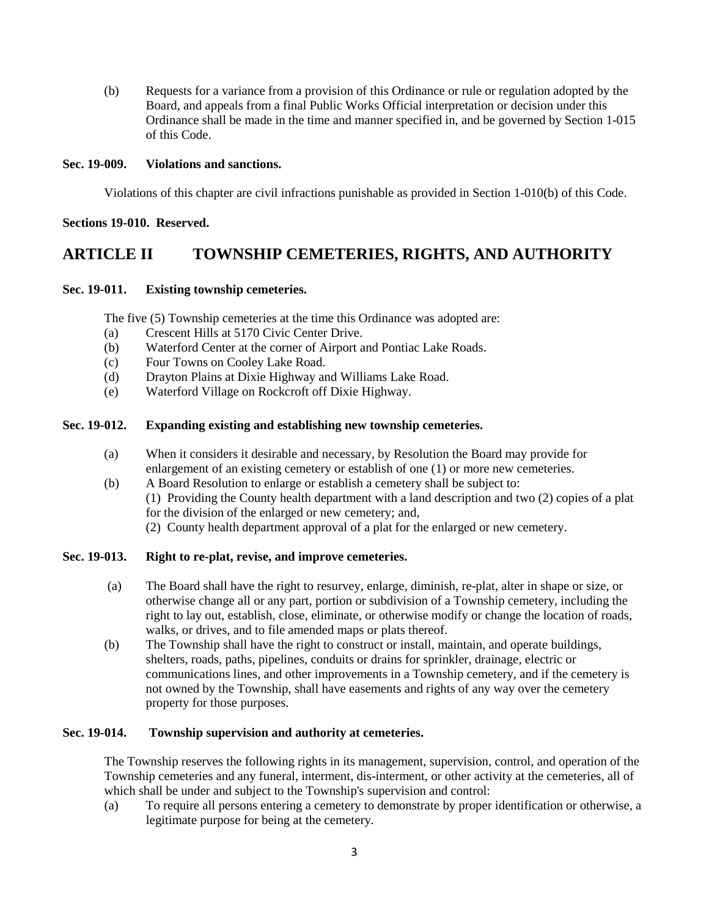(b) Requests for a variance from a provision of this Ordinance or rule or regulation adopted by the Board, and appeals from a final Public Works Official interpretation or decision under this Ordinance shall be made in the time and manner specified in, and be governed by Section 1-015 of this Code.

**Sec. 19-009. Violations and sanctions.**

Violations of this chapter are civil infractions punishable as provided in Section 1-010(b) of this Code.

**Sections 19-010. Reserved.**

## ARTICLE II TOWNSHIP CEMETERIES, RIGHTS, AND AUTHORITY

**Sec. 19-011. Existing township cemeteries.**

The five (5) Township cemeteries at the time this Ordinance was adopted are:

(a) Crescent Hills at 5170 Civic Center Drive.
(b) Waterford Center at the corner of Airport and Pontiac Lake Roads.
(c) Four Towns on Cooley Lake Road.
(d) Drayton Plains at Dixie Highway and Williams Lake Road.
(e) Waterford Village on Rockcroft off Dixie Highway.

**Sec. 19-012. Expanding existing and establishing new township cemeteries.**

(a) When it considers it desirable and necessary, by Resolution the Board may provide for enlargement of an existing cemetery or establish of one (1) or more new cemeteries.

(b) A Board Resolution to enlarge or establish a cemetery shall be subject to:
(1) Providing the County health department with a land description and two (2) copies of a plat for the division of the enlarged or new cemetery; and,
(2) County health department approval of a plat for the enlarged or new cemetery.

**Sec. 19-013. Right to re-plat, revise, and improve cemeteries.**

(a) The Board shall have the right to resurvey, enlarge, diminish, re-plat, alter in shape or size, or otherwise change all or any part, portion or subdivision of a Township cemetery, including the right to lay out, establish, close, eliminate, or otherwise modify or change the location of roads, walks, or drives, and to file amended maps or plats thereof.

(b) The Township shall have the right to construct or install, maintain, and operate buildings, shelters, roads, paths, pipelines, conduits or drains for sprinkler, drainage, electric or communications lines, and other improvements in a Township cemetery, and if the cemetery is not owned by the Township, shall have easements and rights of any way over the cemetery property for those purposes.

**Sec. 19-014. Township supervision and authority at cemeteries.**

The Township reserves the following rights in its management, supervision, control, and operation of the Township cemeteries and any funeral, interment, dis-interment, or other activity at the cemeteries, all of which shall be under and subject to the Township's supervision and control:

(a) To require all persons entering a cemetery to demonstrate by proper identification or otherwise, a legitimate purpose for being at the cemetery.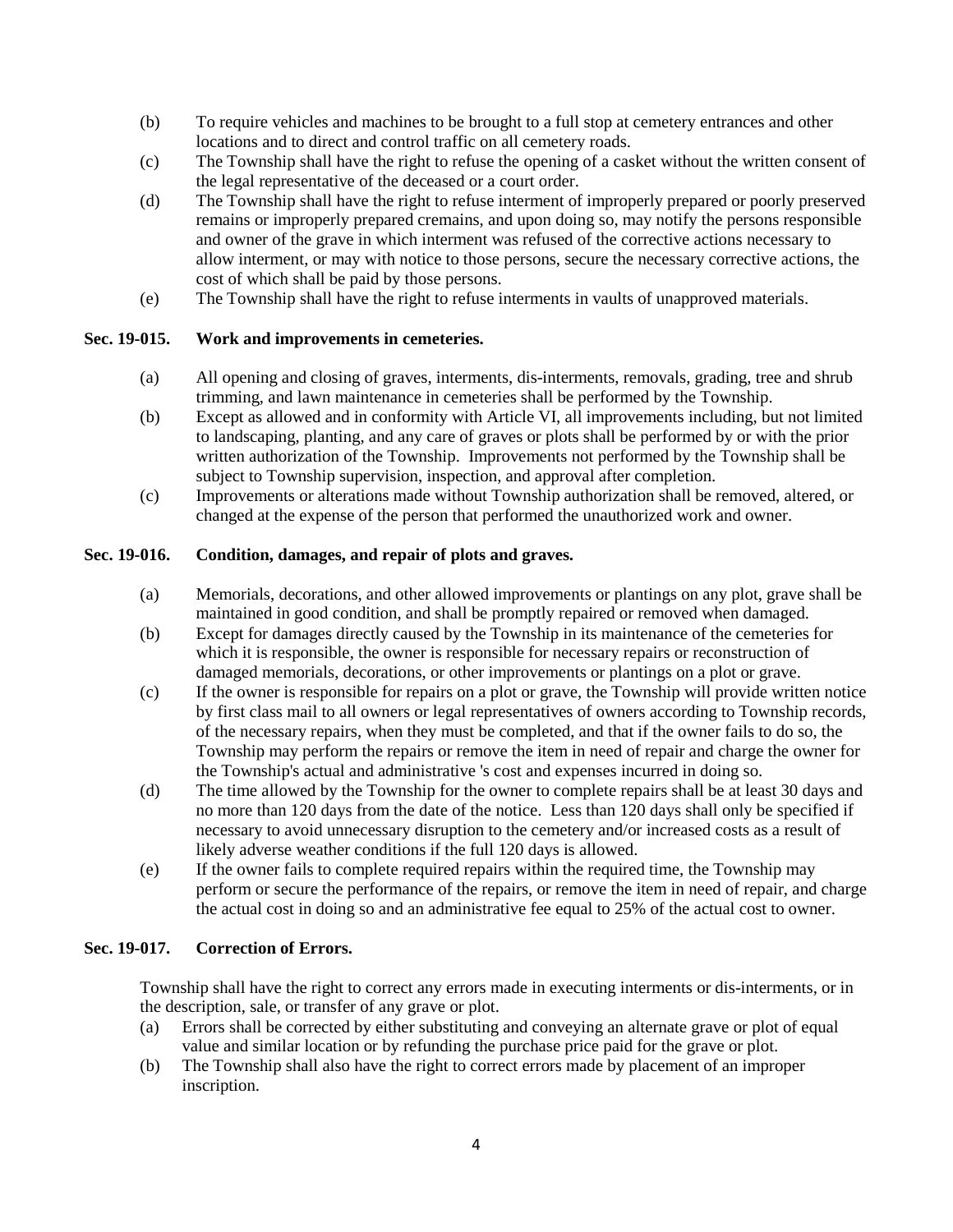(b) To require vehicles and machines to be brought to a full stop at cemetery entrances and other locations and to direct and control traffic on all cemetery roads.

(c) The Township shall have the right to refuse the opening of a casket without the written consent of the legal representative of the deceased or a court order.

(d) The Township shall have the right to refuse interment of improperly prepared or poorly preserved remains or improperly prepared cremains, and upon doing so, may notify the persons responsible and owner of the grave in which interment was refused of the corrective actions necessary to allow interment, or may with notice to those persons, secure the necessary corrective actions, the cost of which shall be paid by those persons.

(e) The Township shall have the right to refuse interments in vaults of unapproved materials.

**Sec. 19-015. Work and improvements in cemeteries.**

(a) All opening and closing of graves, interments, dis-interments, removals, grading, tree and shrub trimming, and lawn maintenance in cemeteries shall be performed by the Township.

(b) Except as allowed and in conformity with Article VI, all improvements including, but not limited to landscaping, planting, and any care of graves or plots shall be performed by or with the prior written authorization of the Township. Improvements not performed by the Township shall be subject to Township supervision, inspection, and approval after completion.

(c) Improvements or alterations made without Township authorization shall be removed, altered, or changed at the expense of the person that performed the unauthorized work and owner.

**Sec. 19-016. Condition, damages, and repair of plots and graves.**

(a) Memorials, decorations, and other allowed improvements or plantings on any plot, grave shall be maintained in good condition, and shall be promptly repaired or removed when damaged.

(b) Except for damages directly caused by the Township in its maintenance of the cemeteries for which it is responsible, the owner is responsible for necessary repairs or reconstruction of damaged memorials, decorations, or other improvements or plantings on a plot or grave.

(c) If the owner is responsible for repairs on a plot or grave, the Township will provide written notice by first class mail to all owners or legal representatives of owners according to Township records, of the necessary repairs, when they must be completed, and that if the owner fails to do so, the Township may perform the repairs or remove the item in need of repair and charge the owner for the Township's actual and administrative 's cost and expenses incurred in doing so.

(d) The time allowed by the Township for the owner to complete repairs shall be at least 30 days and no more than 120 days from the date of the notice. Less than 120 days shall only be specified if necessary to avoid unnecessary disruption to the cemetery and/or increased costs as a result of likely adverse weather conditions if the full 120 days is allowed.

(e) If the owner fails to complete required repairs within the required time, the Township may perform or secure the performance of the repairs, or remove the item in need of repair, and charge the actual cost in doing so and an administrative fee equal to 25% of the actual cost to owner.

**Sec. 19-017. Correction of Errors.**

Township shall have the right to correct any errors made in executing interments or dis-interments, or in the description, sale, or transfer of any grave or plot.

(a) Errors shall be corrected by either substituting and conveying an alternate grave or plot of equal value and similar location or by refunding the purchase price paid for the grave or plot.

(b) The Township shall also have the right to correct errors made by placement of an improper inscription.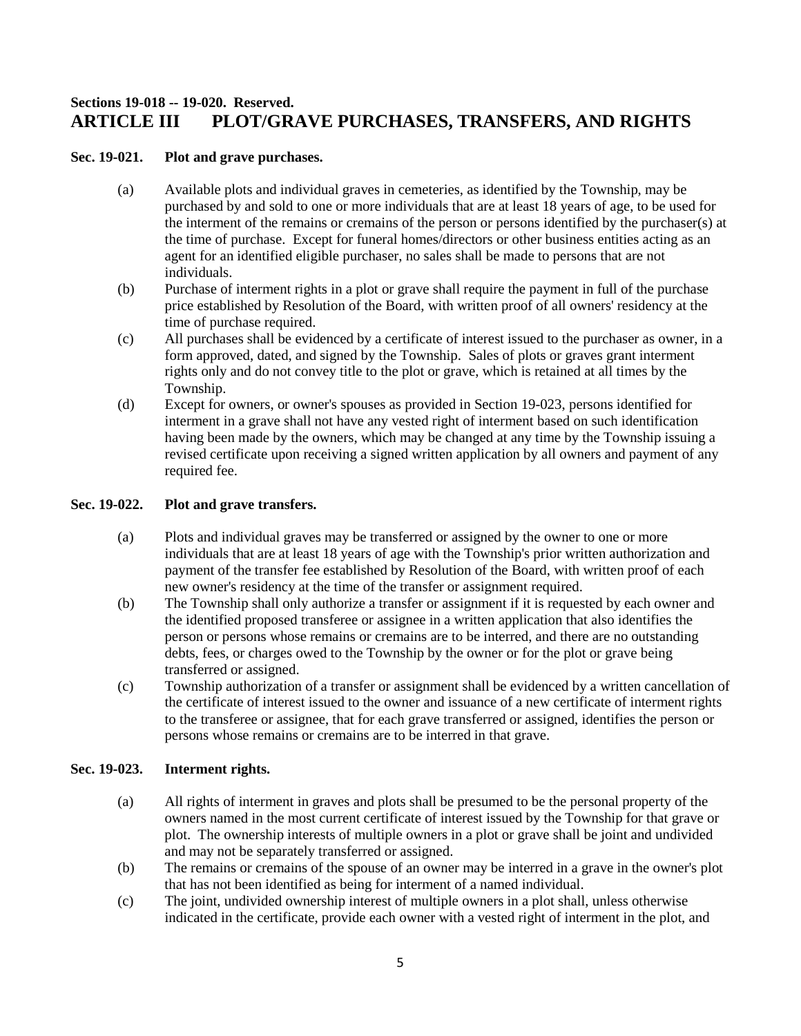**Sections 19-018 -- 19-020. Reserved.**

# ARTICLE III PLOT/GRAVE PURCHASES, TRANSFERS, AND RIGHTS

**Sec. 19-021. Plot and grave purchases.**

(a) Available plots and individual graves in cemeteries, as identified by the Township, may be purchased by and sold to one or more individuals that are at least 18 years of age, to be used for the interment of the remains or cremains of the person or persons identified by the purchaser(s) at the time of purchase. Except for funeral homes/directors or other business entities acting as an agent for an identified eligible purchaser, no sales shall be made to persons that are not individuals.

(b) Purchase of interment rights in a plot or grave shall require the payment in full of the purchase price established by Resolution of the Board, with written proof of all owners' residency at the time of purchase required.

(c) All purchases shall be evidenced by a certificate of interest issued to the purchaser as owner, in a form approved, dated, and signed by the Township. Sales of plots or graves grant interment rights only and do not convey title to the plot or grave, which is retained at all times by the Township.

(d) Except for owners, or owner's spouses as provided in Section 19-023, persons identified for interment in a grave shall not have any vested right of interment based on such identification having been made by the owners, which may be changed at any time by the Township issuing a revised certificate upon receiving a signed written application by all owners and payment of any required fee.

**Sec. 19-022. Plot and grave transfers.**

(a) Plots and individual graves may be transferred or assigned by the owner to one or more individuals that are at least 18 years of age with the Township's prior written authorization and payment of the transfer fee established by Resolution of the Board, with written proof of each new owner's residency at the time of the transfer or assignment required.

(b) The Township shall only authorize a transfer or assignment if it is requested by each owner and the identified proposed transferee or assignee in a written application that also identifies the person or persons whose remains or cremains are to be interred, and there are no outstanding debts, fees, or charges owed to the Township by the owner or for the plot or grave being transferred or assigned.

(c) Township authorization of a transfer or assignment shall be evidenced by a written cancellation of the certificate of interest issued to the owner and issuance of a new certificate of interment rights to the transferee or assignee, that for each grave transferred or assigned, identifies the person or persons whose remains or cremains are to be interred in that grave.

**Sec. 19-023. Interment rights.**

(a) All rights of interment in graves and plots shall be presumed to be the personal property of the owners named in the most current certificate of interest issued by the Township for that grave or plot. The ownership interests of multiple owners in a plot or grave shall be joint and undivided and may not be separately transferred or assigned.

(b) The remains or cremains of the spouse of an owner may be interred in a grave in the owner's plot that has not been identified as being for interment of a named individual.

(c) The joint, undivided ownership interest of multiple owners in a plot shall, unless otherwise indicated in the certificate, provide each owner with a vested right of interment in the plot, and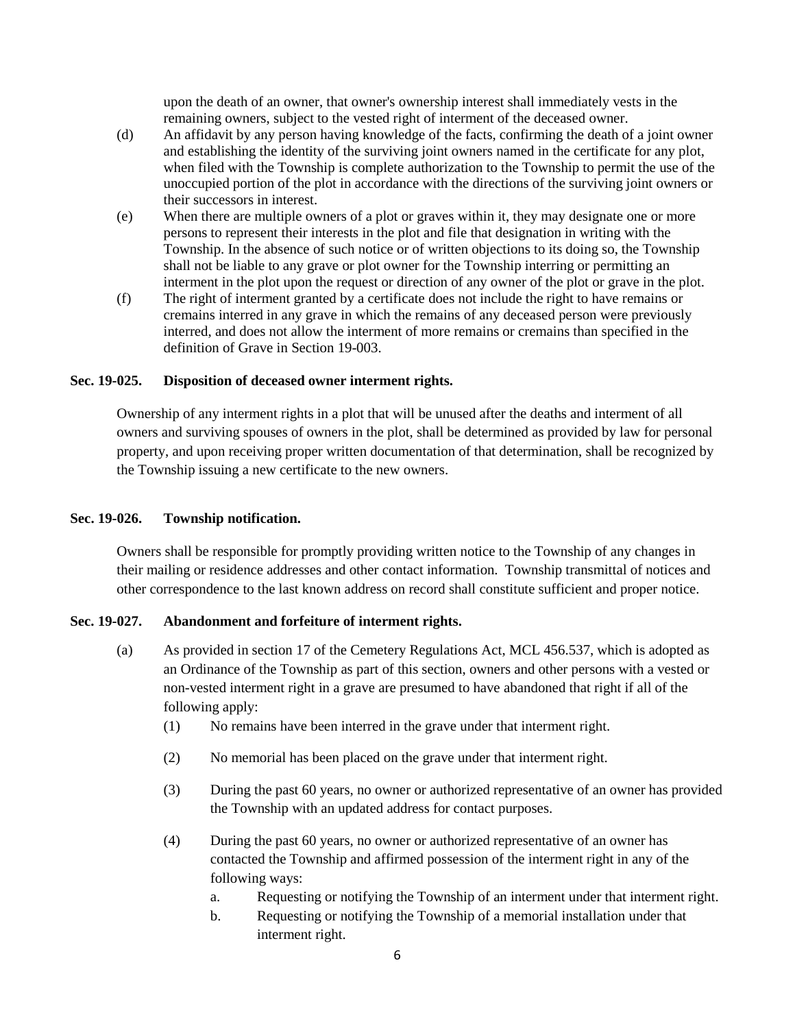upon the death of an owner, that owner's ownership interest shall immediately vests in the remaining owners, subject to the vested right of interment of the deceased owner.

(d) An affidavit by any person having knowledge of the facts, confirming the death of a joint owner and establishing the identity of the surviving joint owners named in the certificate for any plot, when filed with the Township is complete authorization to the Township to permit the use of the unoccupied portion of the plot in accordance with the directions of the surviving joint owners or their successors in interest.

(e) When there are multiple owners of a plot or graves within it, they may designate one or more persons to represent their interests in the plot and file that designation in writing with the Township. In the absence of such notice or of written objections to its doing so, the Township shall not be liable to any grave or plot owner for the Township interring or permitting an interment in the plot upon the request or direction of any owner of the plot or grave in the plot.

(f) The right of interment granted by a certificate does not include the right to have remains or cremains interred in any grave in which the remains of any deceased person were previously interred, and does not allow the interment of more remains or cremains than specified in the definition of Grave in Section 19-003.

**Sec. 19-025. Disposition of deceased owner interment rights.**

Ownership of any interment rights in a plot that will be unused after the deaths and interment of all owners and surviving spouses of owners in the plot, shall be determined as provided by law for personal property, and upon receiving proper written documentation of that determination, shall be recognized by the Township issuing a new certificate to the new owners.

**Sec. 19-026. Township notification.**

Owners shall be responsible for promptly providing written notice to the Township of any changes in their mailing or residence addresses and other contact information. Township transmittal of notices and other correspondence to the last known address on record shall constitute sufficient and proper notice.

**Sec. 19-027. Abandonment and forfeiture of interment rights.**

(a) As provided in section 17 of the Cemetery Regulations Act, MCL 456.537, which is adopted as an Ordinance of the Township as part of this section, owners and other persons with a vested or non-vested interment right in a grave are presumed to have abandoned that right if all of the following apply:

  (1) No remains have been interred in the grave under that interment right.

  (2) No memorial has been placed on the grave under that interment right.

  (3) During the past 60 years, no owner or authorized representative of an owner has provided the Township with an updated address for contact purposes.

  (4) During the past 60 years, no owner or authorized representative of an owner has contacted the Township and affirmed possession of the interment right in any of the following ways:

    a. Requesting or notifying the Township of an interment under that interment right.

    b. Requesting or notifying the Township of a memorial installation under that interment right.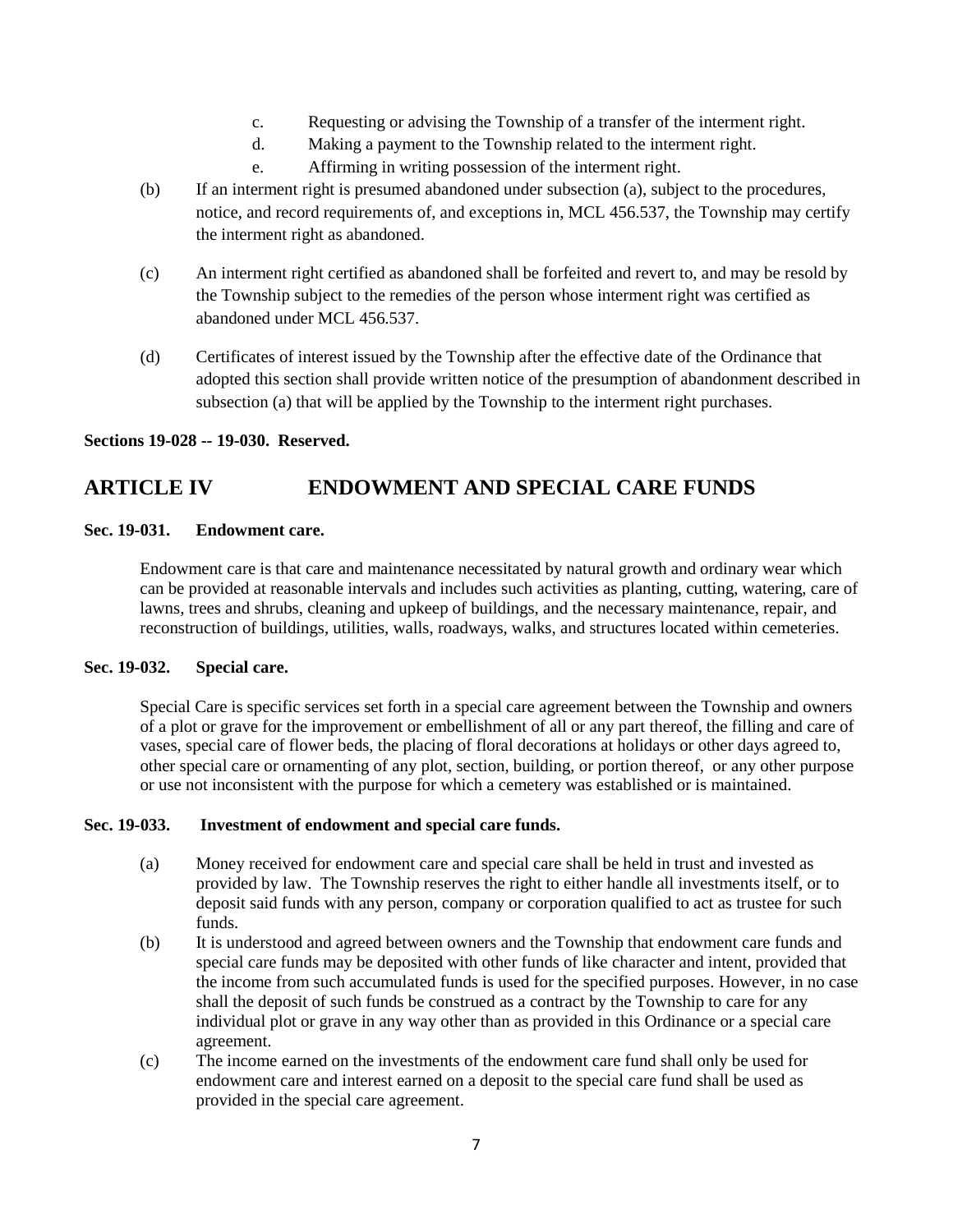c. Requesting or advising the Township of a transfer of the interment right.
d. Making a payment to the Township related to the interment right.
e. Affirming in writing possession of the interment right.

(b) If an interment right is presumed abandoned under subsection (a), subject to the procedures, notice, and record requirements of, and exceptions in, MCL 456.537, the Township may certify the interment right as abandoned.

(c) An interment right certified as abandoned shall be forfeited and revert to, and may be resold by the Township subject to the remedies of the person whose interment right was certified as abandoned under MCL 456.537.

(d) Certificates of interest issued by the Township after the effective date of the Ordinance that adopted this section shall provide written notice of the presumption of abandonment described in subsection (a) that will be applied by the Township to the interment right purchases.

**Sections 19-028 -- 19-030. Reserved.**

## ARTICLE IV ENDOWMENT AND SPECIAL CARE FUNDS

**Sec. 19-031. Endowment care.**

Endowment care is that care and maintenance necessitated by natural growth and ordinary wear which can be provided at reasonable intervals and includes such activities as planting, cutting, watering, care of lawns, trees and shrubs, cleaning and upkeep of buildings, and the necessary maintenance, repair, and reconstruction of buildings, utilities, walls, roadways, walks, and structures located within cemeteries.

**Sec. 19-032. Special care.**

Special Care is specific services set forth in a special care agreement between the Township and owners of a plot or grave for the improvement or embellishment of all or any part thereof, the filling and care of vases, special care of flower beds, the placing of floral decorations at holidays or other days agreed to, other special care or ornamenting of any plot, section, building, or portion thereof, or any other purpose or use not inconsistent with the purpose for which a cemetery was established or is maintained.

**Sec. 19-033. Investment of endowment and special care funds.**

(a) Money received for endowment care and special care shall be held in trust and invested as provided by law. The Township reserves the right to either handle all investments itself, or to deposit said funds with any person, company or corporation qualified to act as trustee for such funds.

(b) It is understood and agreed between owners and the Township that endowment care funds and special care funds may be deposited with other funds of like character and intent, provided that the income from such accumulated funds is used for the specified purposes. However, in no case shall the deposit of such funds be construed as a contract by the Township to care for any individual plot or grave in any way other than as provided in this Ordinance or a special care agreement.

(c) The income earned on the investments of the endowment care fund shall only be used for endowment care and interest earned on a deposit to the special care fund shall be used as provided in the special care agreement.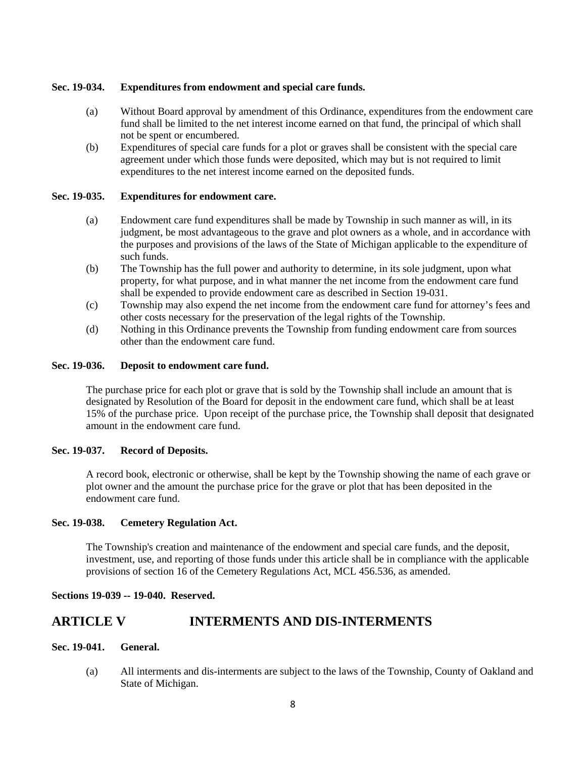**Sec. 19-034. Expenditures from endowment and special care funds.**

(a) Without Board approval by amendment of this Ordinance, expenditures from the endowment care fund shall be limited to the net interest income earned on that fund, the principal of which shall not be spent or encumbered.

(b) Expenditures of special care funds for a plot or graves shall be consistent with the special care agreement under which those funds were deposited, which may but is not required to limit expenditures to the net interest income earned on the deposited funds.

**Sec. 19-035. Expenditures for endowment care.**

(a) Endowment care fund expenditures shall be made by Township in such manner as will, in its judgment, be most advantageous to the grave and plot owners as a whole, and in accordance with the purposes and provisions of the laws of the State of Michigan applicable to the expenditure of such funds.

(b) The Township has the full power and authority to determine, in its sole judgment, upon what property, for what purpose, and in what manner the net income from the endowment care fund shall be expended to provide endowment care as described in Section 19-031.

(c) Township may also expend the net income from the endowment care fund for attorney's fees and other costs necessary for the preservation of the legal rights of the Township.

(d) Nothing in this Ordinance prevents the Township from funding endowment care from sources other than the endowment care fund.

**Sec. 19-036. Deposit to endowment care fund.**

The purchase price for each plot or grave that is sold by the Township shall include an amount that is designated by Resolution of the Board for deposit in the endowment care fund, which shall be at least 15% of the purchase price. Upon receipt of the purchase price, the Township shall deposit that designated amount in the endowment care fund.

**Sec. 19-037. Record of Deposits.**

A record book, electronic or otherwise, shall be kept by the Township showing the name of each grave or plot owner and the amount the purchase price for the grave or plot that has been deposited in the endowment care fund.

**Sec. 19-038. Cemetery Regulation Act.**

The Township's creation and maintenance of the endowment and special care funds, and the deposit, investment, use, and reporting of those funds under this article shall be in compliance with the applicable provisions of section 16 of the Cemetery Regulations Act, MCL 456.536, as amended.

**Sections 19-039 -- 19-040. Reserved.**

## ARTICLE V INTERMENTS AND DIS-INTERMENTS

**Sec. 19-041. General.**

(a) All interments and dis-interments are subject to the laws of the Township, County of Oakland and State of Michigan.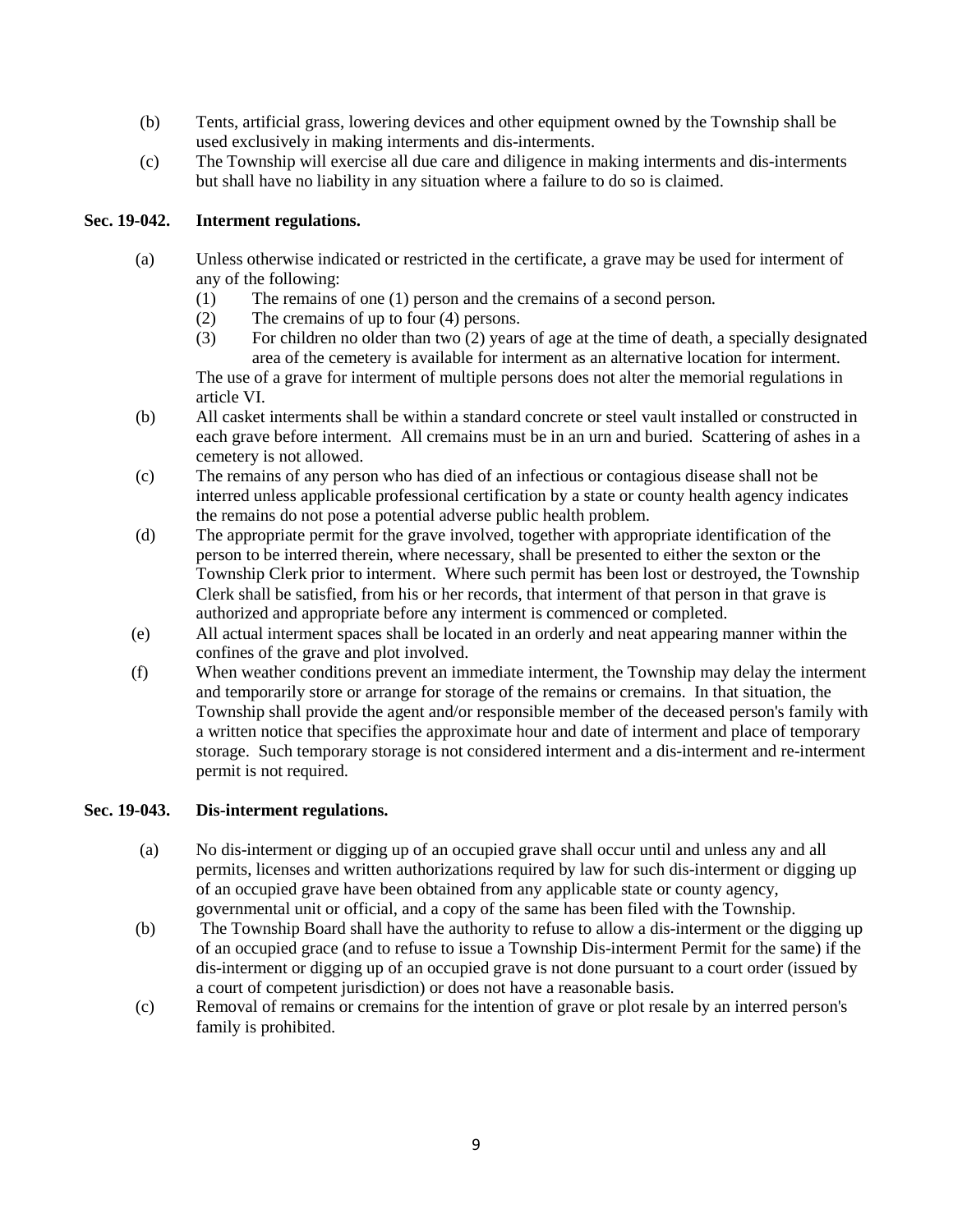(b) Tents, artificial grass, lowering devices and other equipment owned by the Township shall be used exclusively in making interments and dis-interments.

(c) The Township will exercise all due care and diligence in making interments and dis-interments but shall have no liability in any situation where a failure to do so is claimed.

**Sec. 19-042. Interment regulations.**

(a) Unless otherwise indicated or restricted in the certificate, a grave may be used for interment of any of the following:

(1) The remains of one (1) person and the cremains of a second person.

(2) The cremains of up to four (4) persons.

(3) For children no older than two (2) years of age at the time of death, a specially designated area of the cemetery is available for interment as an alternative location for interment.

The use of a grave for interment of multiple persons does not alter the memorial regulations in article VI.

(b) All casket interments shall be within a standard concrete or steel vault installed or constructed in each grave before interment. All cremains must be in an urn and buried. Scattering of ashes in a cemetery is not allowed.

(c) The remains of any person who has died of an infectious or contagious disease shall not be interred unless applicable professional certification by a state or county health agency indicates the remains do not pose a potential adverse public health problem.

(d) The appropriate permit for the grave involved, together with appropriate identification of the person to be interred therein, where necessary, shall be presented to either the sexton or the Township Clerk prior to interment. Where such permit has been lost or destroyed, the Township Clerk shall be satisfied, from his or her records, that interment of that person in that grave is authorized and appropriate before any interment is commenced or completed.

(e) All actual interment spaces shall be located in an orderly and neat appearing manner within the confines of the grave and plot involved.

(f) When weather conditions prevent an immediate interment, the Township may delay the interment and temporarily store or arrange for storage of the remains or cremains. In that situation, the Township shall provide the agent and/or responsible member of the deceased person's family with a written notice that specifies the approximate hour and date of interment and place of temporary storage. Such temporary storage is not considered interment and a dis-interment and re-interment permit is not required.

**Sec. 19-043. Dis-interment regulations.**

(a) No dis-interment or digging up of an occupied grave shall occur until and unless any and all permits, licenses and written authorizations required by law for such dis-interment or digging up of an occupied grave have been obtained from any applicable state or county agency, governmental unit or official, and a copy of the same has been filed with the Township.

(b) The Township Board shall have the authority to refuse to allow a dis-interment or the digging up of an occupied grace (and to refuse to issue a Township Dis-interment Permit for the same) if the dis-interment or digging up of an occupied grave is not done pursuant to a court order (issued by a court of competent jurisdiction) or does not have a reasonable basis.

(c) Removal of remains or cremains for the intention of grave or plot resale by an interred person's family is prohibited.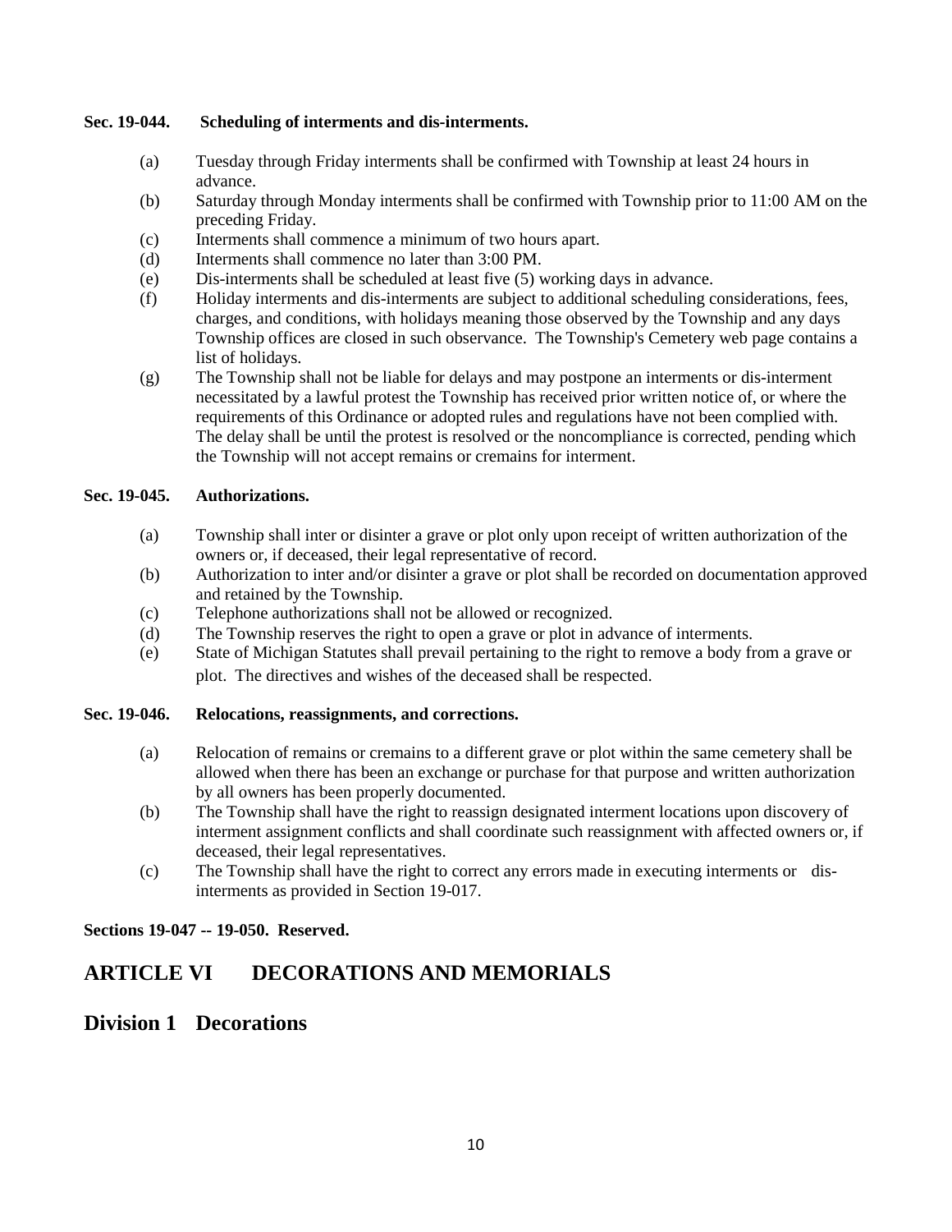**Sec. 19-044. Scheduling of interments and dis-interments.**

(a) Tuesday through Friday interments shall be confirmed with Township at least 24 hours in advance.

(b) Saturday through Monday interments shall be confirmed with Township prior to 11:00 AM on the preceding Friday.

(c) Interments shall commence a minimum of two hours apart.

(d) Interments shall commence no later than 3:00 PM.

(e) Dis-interments shall be scheduled at least five (5) working days in advance.

(f) Holiday interments and dis-interments are subject to additional scheduling considerations, fees, charges, and conditions, with holidays meaning those observed by the Township and any days Township offices are closed in such observance. The Township's Cemetery web page contains a list of holidays.

(g) The Township shall not be liable for delays and may postpone an interments or dis-interment necessitated by a lawful protest the Township has received prior written notice of, or where the requirements of this Ordinance or adopted rules and regulations have not been complied with. The delay shall be until the protest is resolved or the noncompliance is corrected, pending which the Township will not accept remains or cremains for interment.

**Sec. 19-045. Authorizations.**

(a) Township shall inter or disinter a grave or plot only upon receipt of written authorization of the owners or, if deceased, their legal representative of record.

(b) Authorization to inter and/or disinter a grave or plot shall be recorded on documentation approved and retained by the Township.

(c) Telephone authorizations shall not be allowed or recognized.

(d) The Township reserves the right to open a grave or plot in advance of interments.

(e) State of Michigan Statutes shall prevail pertaining to the right to remove a body from a grave or plot. The directives and wishes of the deceased shall be respected.

**Sec. 19-046. Relocations, reassignments, and corrections.**

(a) Relocation of remains or cremains to a different grave or plot within the same cemetery shall be allowed when there has been an exchange or purchase for that purpose and written authorization by all owners has been properly documented.

(b) The Township shall have the right to reassign designated interment locations upon discovery of interment assignment conflicts and shall coordinate such reassignment with affected owners or, if deceased, their legal representatives.

(c) The Township shall have the right to correct any errors made in executing interments or dis-interments as provided in Section 19-017.

**Sections 19-047 -- 19-050. Reserved.**

## ARTICLE VI DECORATIONS AND MEMORIALS

## Division 1 Decorations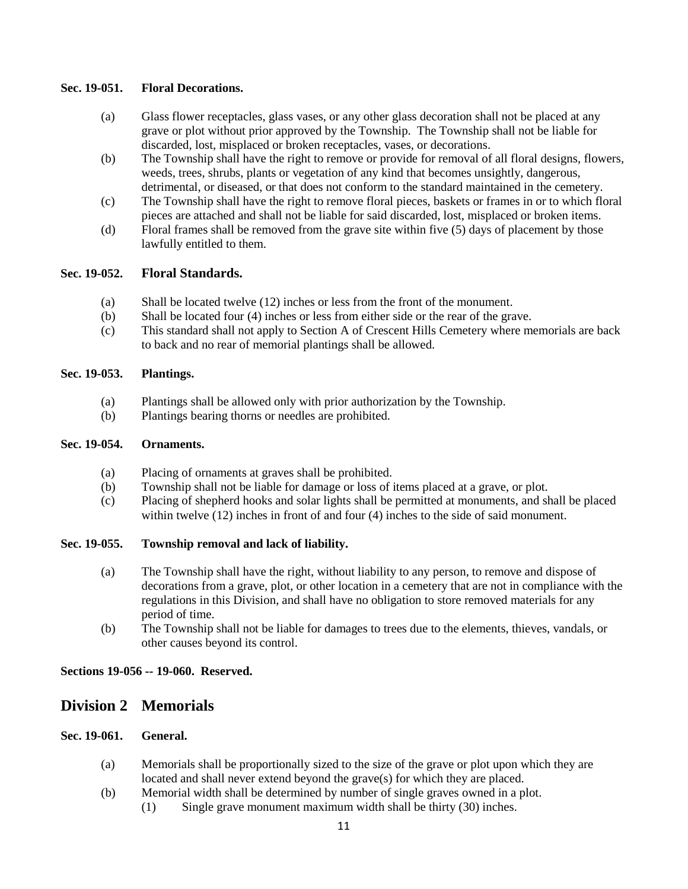**Sec. 19-051. Floral Decorations.**

(a) Glass flower receptacles, glass vases, or any other glass decoration shall not be placed at any grave or plot without prior approved by the Township. The Township shall not be liable for discarded, lost, misplaced or broken receptacles, vases, or decorations.

(b) The Township shall have the right to remove or provide for removal of all floral designs, flowers, weeds, trees, shrubs, plants or vegetation of any kind that becomes unsightly, dangerous, detrimental, or diseased, or that does not conform to the standard maintained in the cemetery.

(c) The Township shall have the right to remove floral pieces, baskets or frames in or to which floral pieces are attached and shall not be liable for said discarded, lost, misplaced or broken items.

(d) Floral frames shall be removed from the grave site within five (5) days of placement by those lawfully entitled to them.

**Sec. 19-052. Floral Standards.**

(a) Shall be located twelve (12) inches or less from the front of the monument.

(b) Shall be located four (4) inches or less from either side or the rear of the grave.

(c) This standard shall not apply to Section A of Crescent Hills Cemetery where memorials are back to back and no rear of memorial plantings shall be allowed.

**Sec. 19-053. Plantings.**

(a) Plantings shall be allowed only with prior authorization by the Township.

(b) Plantings bearing thorns or needles are prohibited.

**Sec. 19-054. Ornaments.**

(a) Placing of ornaments at graves shall be prohibited.

(b) Township shall not be liable for damage or loss of items placed at a grave, or plot.

(c) Placing of shepherd hooks and solar lights shall be permitted at monuments, and shall be placed within twelve (12) inches in front of and four (4) inches to the side of said monument.

**Sec. 19-055. Township removal and lack of liability.**

(a) The Township shall have the right, without liability to any person, to remove and dispose of decorations from a grave, plot, or other location in a cemetery that are not in compliance with the regulations in this Division, and shall have no obligation to store removed materials for any period of time.

(b) The Township shall not be liable for damages to trees due to the elements, thieves, vandals, or other causes beyond its control.

**Sections 19-056 -- 19-060. Reserved.**

## Division 2 Memorials

**Sec. 19-061. General.**

(a) Memorials shall be proportionally sized to the size of the grave or plot upon which they are located and shall never extend beyond the grave(s) for which they are placed.

(b) Memorial width shall be determined by number of single graves owned in a plot.

   (1) Single grave monument maximum width shall be thirty (30) inches.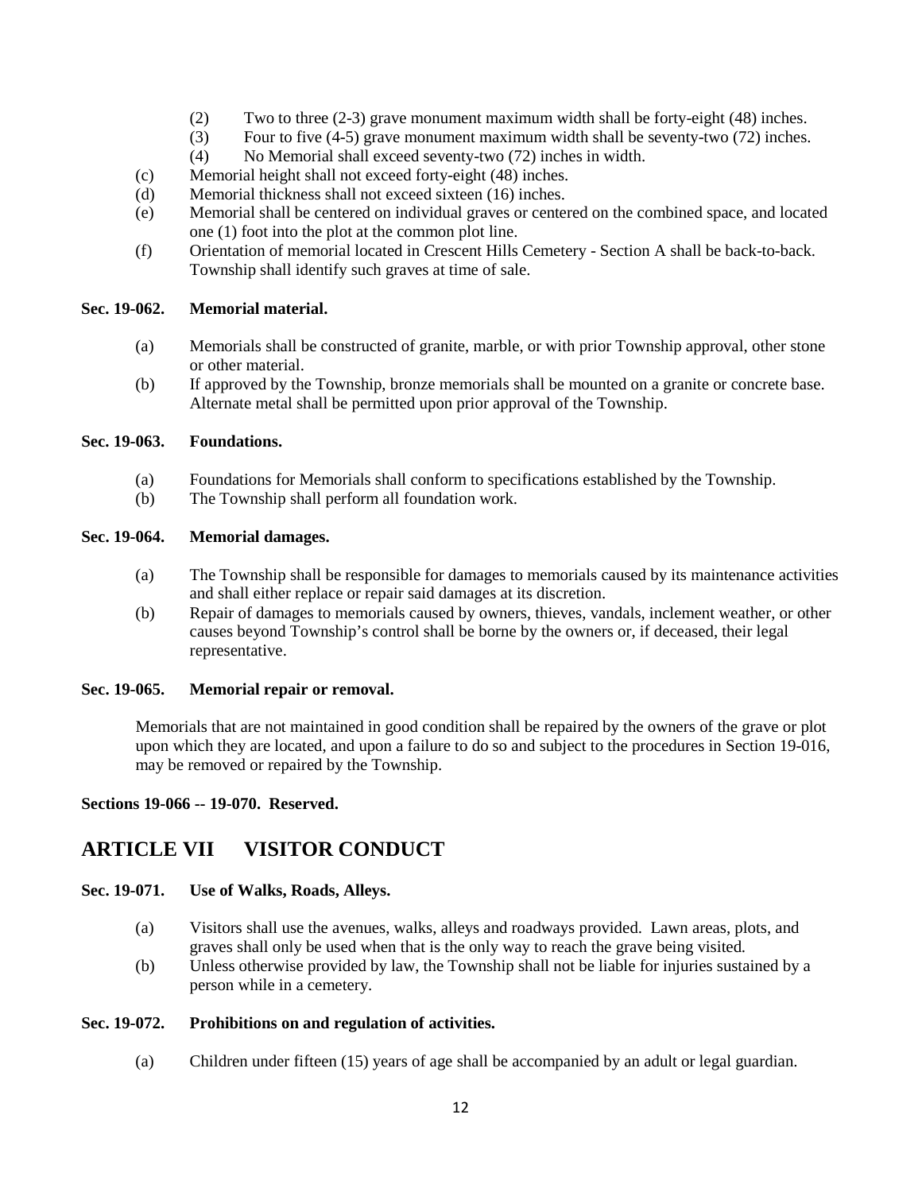(2) Two to three (2-3) grave monument maximum width shall be forty-eight (48) inches.
(3) Four to five (4-5) grave monument maximum width shall be seventy-two (72) inches.
(4) No Memorial shall exceed seventy-two (72) inches in width.

(c) Memorial height shall not exceed forty-eight (48) inches.

(d) Memorial thickness shall not exceed sixteen (16) inches.

(e) Memorial shall be centered on individual graves or centered on the combined space, and located one (1) foot into the plot at the common plot line.

(f) Orientation of memorial located in Crescent Hills Cemetery - Section A shall be back-to-back. Township shall identify such graves at time of sale.

**Sec. 19-062. Memorial material.**

(a) Memorials shall be constructed of granite, marble, or with prior Township approval, other stone or other material.

(b) If approved by the Township, bronze memorials shall be mounted on a granite or concrete base. Alternate metal shall be permitted upon prior approval of the Township.

**Sec. 19-063. Foundations.**

(a) Foundations for Memorials shall conform to specifications established by the Township.

(b) The Township shall perform all foundation work.

**Sec. 19-064. Memorial damages.**

(a) The Township shall be responsible for damages to memorials caused by its maintenance activities and shall either replace or repair said damages at its discretion.

(b) Repair of damages to memorials caused by owners, thieves, vandals, inclement weather, or other causes beyond Township's control shall be borne by the owners or, if deceased, their legal representative.

**Sec. 19-065. Memorial repair or removal.**

Memorials that are not maintained in good condition shall be repaired by the owners of the grave or plot upon which they are located, and upon a failure to do so and subject to the procedures in Section 19-016, may be removed or repaired by the Township.

**Sections 19-066 -- 19-070. Reserved.**

## ARTICLE VII VISITOR CONDUCT

**Sec. 19-071. Use of Walks, Roads, Alleys.**

(a) Visitors shall use the avenues, walks, alleys and roadways provided. Lawn areas, plots, and graves shall only be used when that is the only way to reach the grave being visited.

(b) Unless otherwise provided by law, the Township shall not be liable for injuries sustained by a person while in a cemetery.

**Sec. 19-072. Prohibitions on and regulation of activities.**

(a) Children under fifteen (15) years of age shall be accompanied by an adult or legal guardian.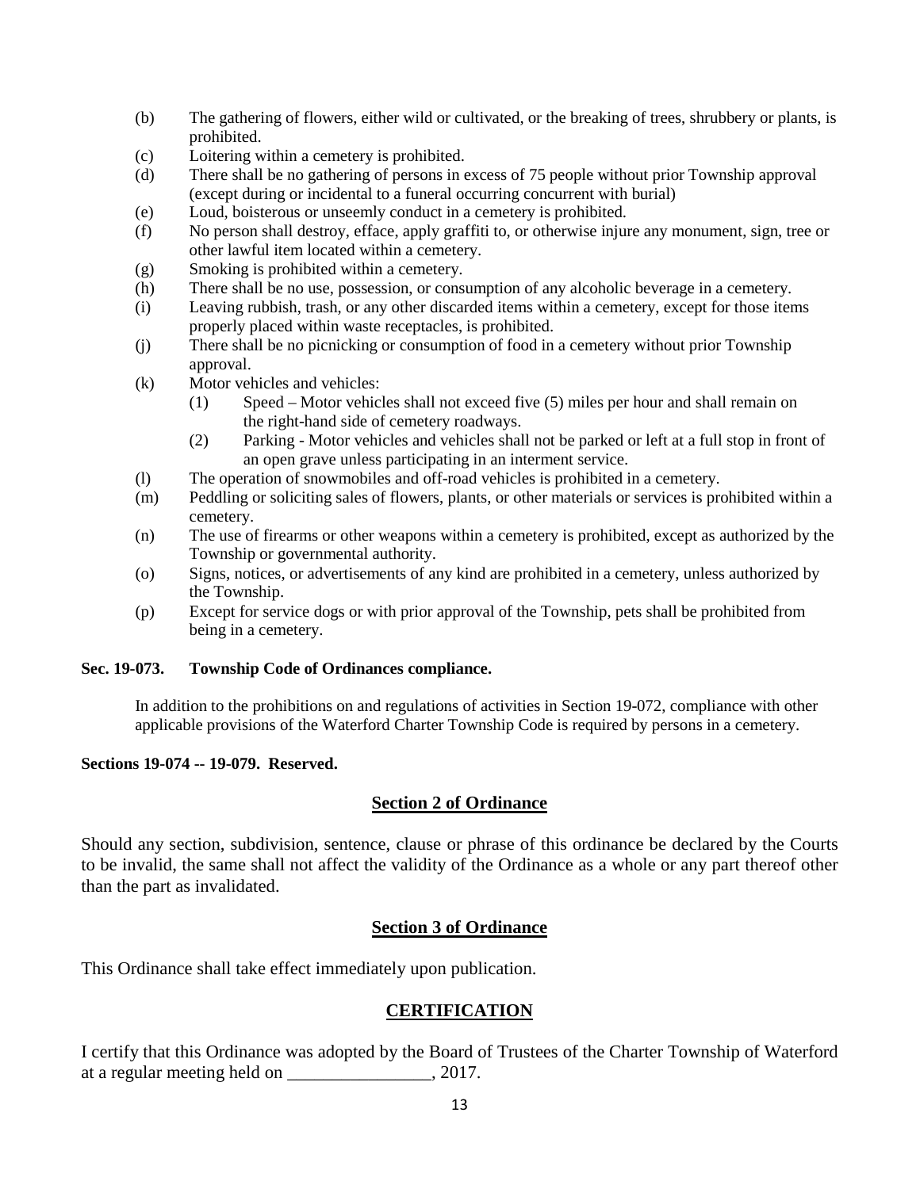(b) The gathering of flowers, either wild or cultivated, or the breaking of trees, shrubbery or plants, is prohibited.

(c) Loitering within a cemetery is prohibited.

(d) There shall be no gathering of persons in excess of 75 people without prior Township approval (except during or incidental to a funeral occurring concurrent with burial)

(e) Loud, boisterous or unseemly conduct in a cemetery is prohibited.

(f) No person shall destroy, efface, apply graffiti to, or otherwise injure any monument, sign, tree or other lawful item located within a cemetery.

(g) Smoking is prohibited within a cemetery.

(h) There shall be no use, possession, or consumption of any alcoholic beverage in a cemetery.

(i) Leaving rubbish, trash, or any other discarded items within a cemetery, except for those items properly placed within waste receptacles, is prohibited.

(j) There shall be no picnicking or consumption of food in a cemetery without prior Township approval.

(k) Motor vehicles and vehicles:

  (1) Speed – Motor vehicles shall not exceed five (5) miles per hour and shall remain on the right-hand side of cemetery roadways.

  (2) Parking - Motor vehicles and vehicles shall not be parked or left at a full stop in front of an open grave unless participating in an interment service.

(l) The operation of snowmobiles and off-road vehicles is prohibited in a cemetery.

(m) Peddling or soliciting sales of flowers, plants, or other materials or services is prohibited within a cemetery.

(n) The use of firearms or other weapons within a cemetery is prohibited, except as authorized by the Township or governmental authority.

(o) Signs, notices, or advertisements of any kind are prohibited in a cemetery, unless authorized by the Township.

(p) Except for service dogs or with prior approval of the Township, pets shall be prohibited from being in a cemetery.

**Sec. 19-073. Township Code of Ordinances compliance.**

In addition to the prohibitions on and regulations of activities in Section 19-072, compliance with other applicable provisions of the Waterford Charter Township Code is required by persons in a cemetery.

**Sections 19-074 -- 19-079. Reserved.**

## Section 2 of Ordinance

Should any section, subdivision, sentence, clause or phrase of this ordinance be declared by the Courts to be invalid, the same shall not affect the validity of the Ordinance as a whole or any part thereof other than the part as invalidated.

## Section 3 of Ordinance

This Ordinance shall take effect immediately upon publication.

## CERTIFICATION

I certify that this Ordinance was adopted by the Board of Trustees of the Charter Township of Waterford at a regular meeting held on ________________, 2017.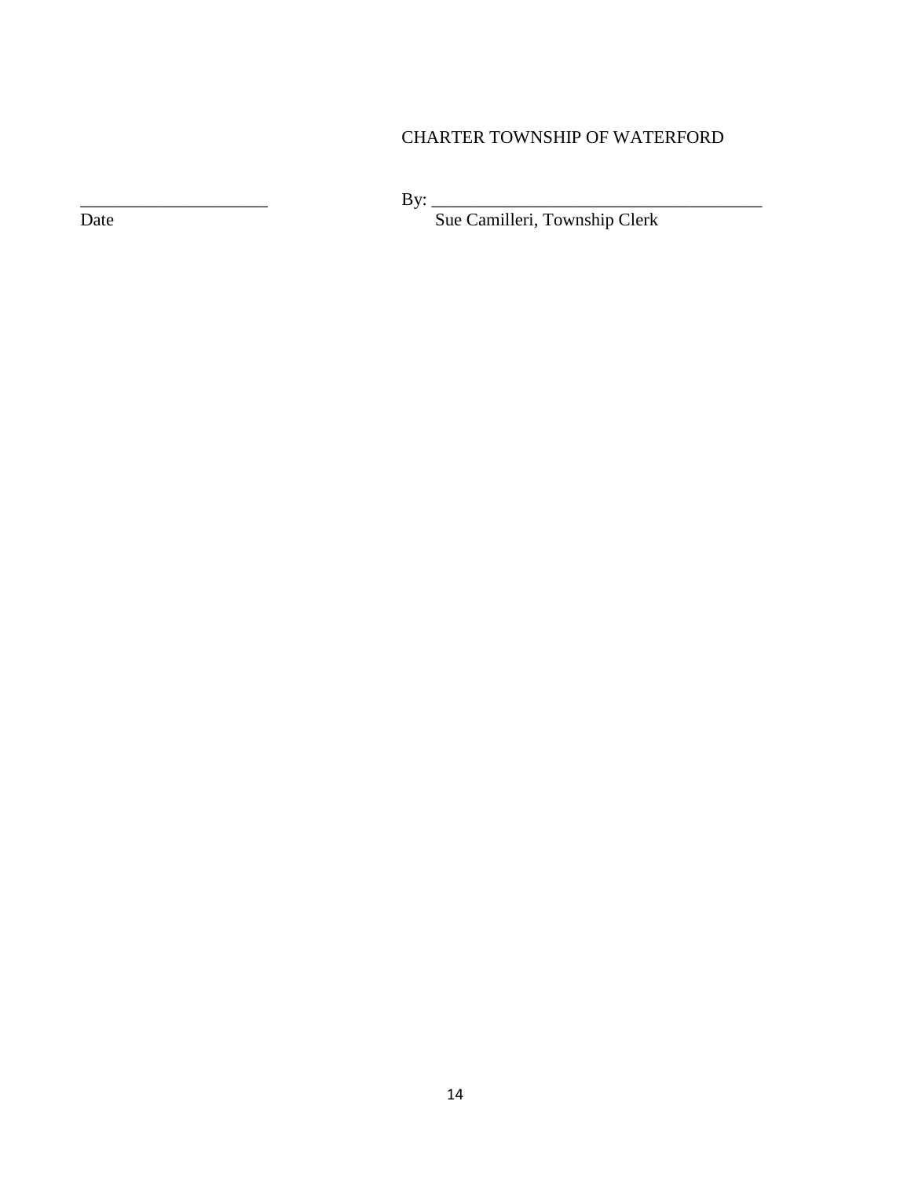CHARTER TOWNSHIP OF WATERFORD

_____________________ By: _____________________________________

Date Sue Camilleri, Township Clerk